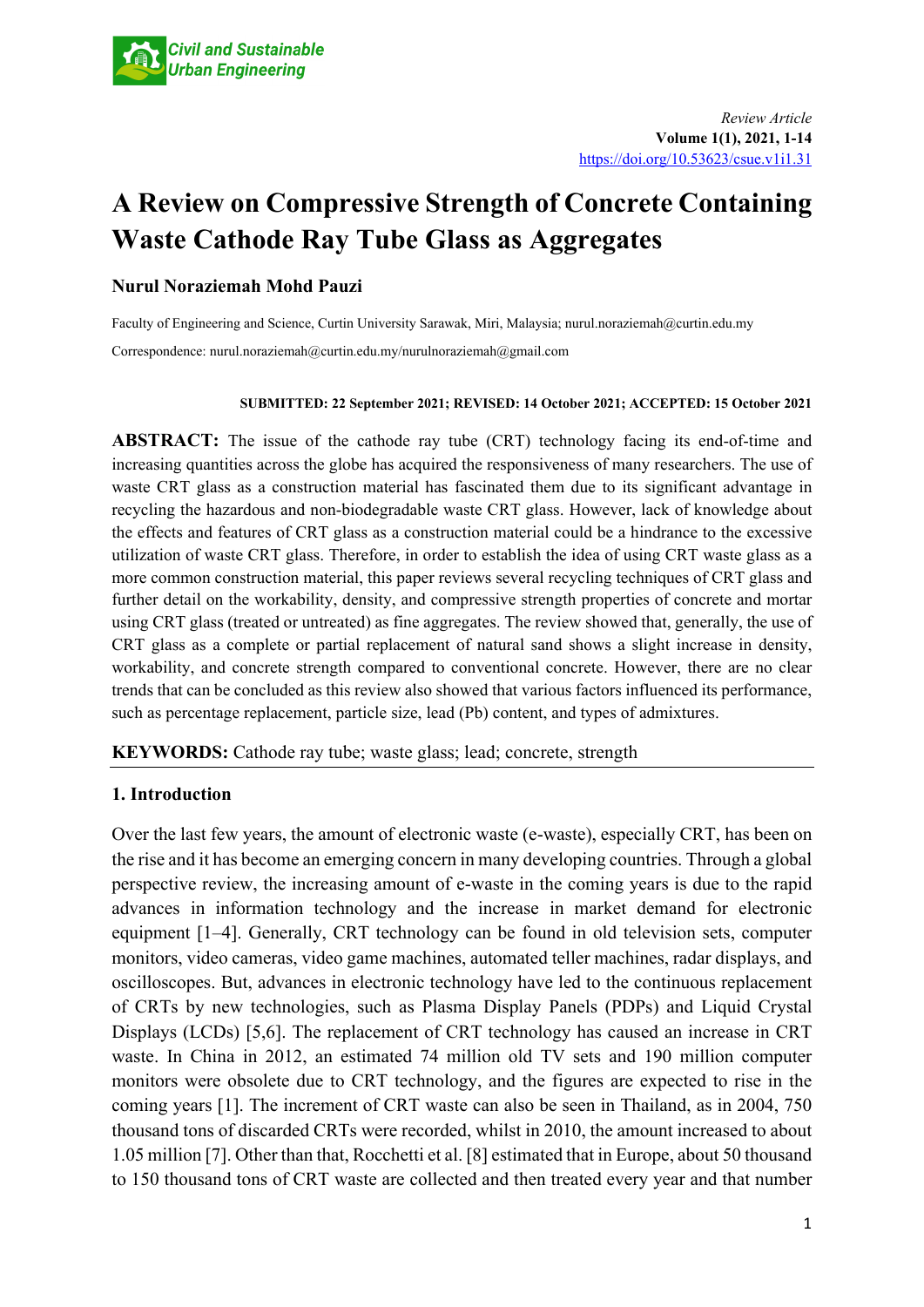*Review Article*
**Volume 1(1), 2021, 1-14**
https://doi.org/10.53623/csue.v1i1.31

# A Review on Compressive Strength of Concrete Containing Waste Cathode Ray Tube Glass as Aggregates

**Nurul Noraziemah Mohd Pauzi**

Faculty of Engineering and Science, Curtin University Sarawak, Miri, Malaysia; nurul.noraziemah@curtin.edu.my

Correspondence: nurul.noraziemah@curtin.edu.my/nurulnoraziemah@gmail.com

**SUBMITTED: 22 September 2021; REVISED: 14 October 2021; ACCEPTED: 15 October 2021**

**ABSTRACT:** The issue of the cathode ray tube (CRT) technology facing its end-of-time and increasing quantities across the globe has acquired the responsiveness of many researchers. The use of waste CRT glass as a construction material has fascinated them due to its significant advantage in recycling the hazardous and non-biodegradable waste CRT glass. However, lack of knowledge about the effects and features of CRT glass as a construction material could be a hindrance to the excessive utilization of waste CRT glass. Therefore, in order to establish the idea of using CRT waste glass as a more common construction material, this paper reviews several recycling techniques of CRT glass and further detail on the workability, density, and compressive strength properties of concrete and mortar using CRT glass (treated or untreated) as fine aggregates. The review showed that, generally, the use of CRT glass as a complete or partial replacement of natural sand shows a slight increase in density, workability, and concrete strength compared to conventional concrete. However, there are no clear trends that can be concluded as this review also showed that various factors influenced its performance, such as percentage replacement, particle size, lead (Pb) content, and types of admixtures.

**KEYWORDS:** Cathode ray tube; waste glass; lead; concrete, strength

## 1. Introduction

Over the last few years, the amount of electronic waste (e-waste), especially CRT, has been on the rise and it has become an emerging concern in many developing countries. Through a global perspective review, the increasing amount of e-waste in the coming years is due to the rapid advances in information technology and the increase in market demand for electronic equipment [1–4]. Generally, CRT technology can be found in old television sets, computer monitors, video cameras, video game machines, automated teller machines, radar displays, and oscilloscopes. But, advances in electronic technology have led to the continuous replacement of CRTs by new technologies, such as Plasma Display Panels (PDPs) and Liquid Crystal Displays (LCDs) [5,6]. The replacement of CRT technology has caused an increase in CRT waste. In China in 2012, an estimated 74 million old TV sets and 190 million computer monitors were obsolete due to CRT technology, and the figures are expected to rise in the coming years [1]. The increment of CRT waste can also be seen in Thailand, as in 2004, 750 thousand tons of discarded CRTs were recorded, whilst in 2010, the amount increased to about 1.05 million [7]. Other than that, Rocchetti et al. [8] estimated that in Europe, about 50 thousand to 150 thousand tons of CRT waste are collected and then treated every year and that number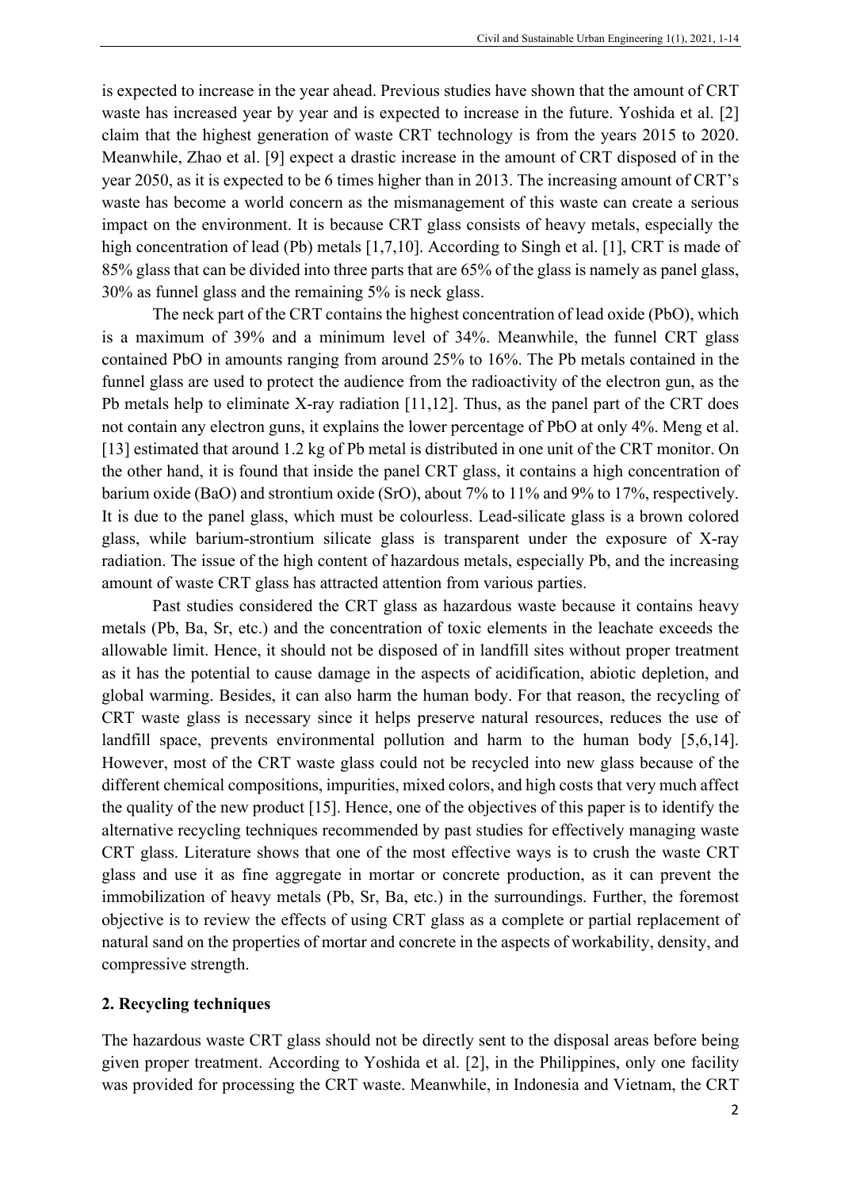is expected to increase in the year ahead. Previous studies have shown that the amount of CRT waste has increased year by year and is expected to increase in the future. Yoshida et al. [2] claim that the highest generation of waste CRT technology is from the years 2015 to 2020. Meanwhile, Zhao et al. [9] expect a drastic increase in the amount of CRT disposed of in the year 2050, as it is expected to be 6 times higher than in 2013. The increasing amount of CRT's waste has become a world concern as the mismanagement of this waste can create a serious impact on the environment. It is because CRT glass consists of heavy metals, especially the high concentration of lead (Pb) metals [1,7,10]. According to Singh et al. [1], CRT is made of 85% glass that can be divided into three parts that are 65% of the glass is namely as panel glass, 30% as funnel glass and the remaining 5% is neck glass.

The neck part of the CRT contains the highest concentration of lead oxide (PbO), which is a maximum of 39% and a minimum level of 34%. Meanwhile, the funnel CRT glass contained PbO in amounts ranging from around 25% to 16%. The Pb metals contained in the funnel glass are used to protect the audience from the radioactivity of the electron gun, as the Pb metals help to eliminate X-ray radiation [11,12]. Thus, as the panel part of the CRT does not contain any electron guns, it explains the lower percentage of PbO at only 4%. Meng et al. [13] estimated that around 1.2 kg of Pb metal is distributed in one unit of the CRT monitor. On the other hand, it is found that inside the panel CRT glass, it contains a high concentration of barium oxide (BaO) and strontium oxide (SrO), about 7% to 11% and 9% to 17%, respectively. It is due to the panel glass, which must be colourless. Lead-silicate glass is a brown colored glass, while barium-strontium silicate glass is transparent under the exposure of X-ray radiation. The issue of the high content of hazardous metals, especially Pb, and the increasing amount of waste CRT glass has attracted attention from various parties.

Past studies considered the CRT glass as hazardous waste because it contains heavy metals (Pb, Ba, Sr, etc.) and the concentration of toxic elements in the leachate exceeds the allowable limit. Hence, it should not be disposed of in landfill sites without proper treatment as it has the potential to cause damage in the aspects of acidification, abiotic depletion, and global warming. Besides, it can also harm the human body. For that reason, the recycling of CRT waste glass is necessary since it helps preserve natural resources, reduces the use of landfill space, prevents environmental pollution and harm to the human body [5,6,14]. However, most of the CRT waste glass could not be recycled into new glass because of the different chemical compositions, impurities, mixed colors, and high costs that very much affect the quality of the new product [15]. Hence, one of the objectives of this paper is to identify the alternative recycling techniques recommended by past studies for effectively managing waste CRT glass. Literature shows that one of the most effective ways is to crush the waste CRT glass and use it as fine aggregate in mortar or concrete production, as it can prevent the immobilization of heavy metals (Pb, Sr, Ba, etc.) in the surroundings. Further, the foremost objective is to review the effects of using CRT glass as a complete or partial replacement of natural sand on the properties of mortar and concrete in the aspects of workability, density, and compressive strength.

## 2. Recycling techniques

The hazardous waste CRT glass should not be directly sent to the disposal areas before being given proper treatment. According to Yoshida et al. [2], in the Philippines, only one facility was provided for processing the CRT waste. Meanwhile, in Indonesia and Vietnam, the CRT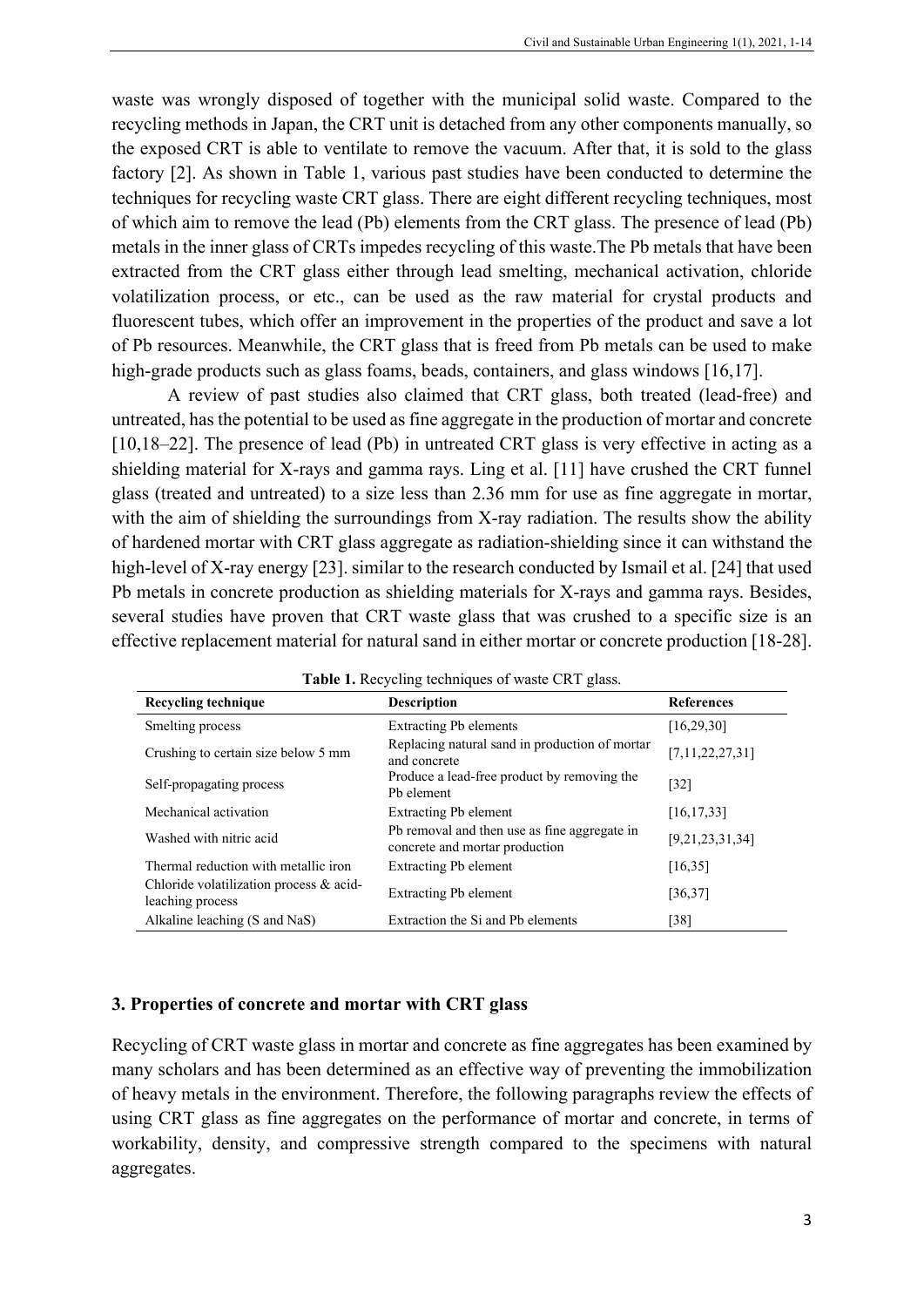waste was wrongly disposed of together with the municipal solid waste. Compared to the recycling methods in Japan, the CRT unit is detached from any other components manually, so the exposed CRT is able to ventilate to remove the vacuum. After that, it is sold to the glass factory [2]. As shown in Table 1, various past studies have been conducted to determine the techniques for recycling waste CRT glass. There are eight different recycling techniques, most of which aim to remove the lead (Pb) elements from the CRT glass. The presence of lead (Pb) metals in the inner glass of CRTs impedes recycling of this waste.The Pb metals that have been extracted from the CRT glass either through lead smelting, mechanical activation, chloride volatilization process, or etc., can be used as the raw material for crystal products and fluorescent tubes, which offer an improvement in the properties of the product and save a lot of Pb resources. Meanwhile, the CRT glass that is freed from Pb metals can be used to make high-grade products such as glass foams, beads, containers, and glass windows [16,17].

A review of past studies also claimed that CRT glass, both treated (lead-free) and untreated, has the potential to be used as fine aggregate in the production of mortar and concrete [10,18–22]. The presence of lead (Pb) in untreated CRT glass is very effective in acting as a shielding material for X-rays and gamma rays. Ling et al. [11] have crushed the CRT funnel glass (treated and untreated) to a size less than 2.36 mm for use as fine aggregate in mortar, with the aim of shielding the surroundings from X-ray radiation. The results show the ability of hardened mortar with CRT glass aggregate as radiation-shielding since it can withstand the high-level of X-ray energy [23]. similar to the research conducted by Ismail et al. [24] that used Pb metals in concrete production as shielding materials for X-rays and gamma rays. Besides, several studies have proven that CRT waste glass that was crushed to a specific size is an effective replacement material for natural sand in either mortar or concrete production [18-28].

**Table 1.** Recycling techniques of waste CRT glass.

| Recycling technique | Description | References |
|---|---|---|
| Smelting process | Extracting Pb elements | [16,29,30] |
| Crushing to certain size below 5 mm | Replacing natural sand in production of mortar and concrete | [7,11,22,27,31] |
| Self-propagating process | Produce a lead-free product by removing the Pb element | [32] |
| Mechanical activation | Extracting Pb element | [16,17,33] |
| Washed with nitric acid | Pb removal and then use as fine aggregate in concrete and mortar production | [9,21,23,31,34] |
| Thermal reduction with metallic iron | Extracting Pb element | [16,35] |
| Chloride volatilization process & acid-leaching process | Extracting Pb element | [36,37] |
| Alkaline leaching (S and NaS) | Extraction the Si and Pb elements | [38] |

## 3. Properties of concrete and mortar with CRT glass

Recycling of CRT waste glass in mortar and concrete as fine aggregates has been examined by many scholars and has been determined as an effective way of preventing the immobilization of heavy metals in the environment. Therefore, the following paragraphs review the effects of using CRT glass as fine aggregates on the performance of mortar and concrete, in terms of workability, density, and compressive strength compared to the specimens with natural aggregates.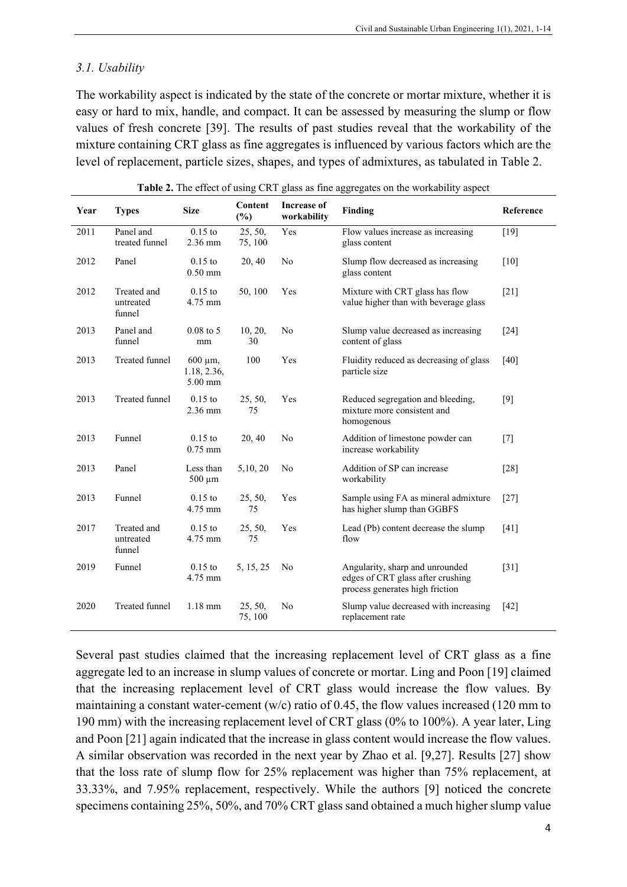### *3.1. Usability*

The workability aspect is indicated by the state of the concrete or mortar mixture, whether it is easy or hard to mix, handle, and compact. It can be assessed by measuring the slump or flow values of fresh concrete [39]. The results of past studies reveal that the workability of the mixture containing CRT glass as fine aggregates is influenced by various factors which are the level of replacement, particle sizes, shapes, and types of admixtures, as tabulated in Table 2.

**Table 2.** The effect of using CRT glass as fine aggregates on the workability aspect

| Year | Types | Size | Content (%) | Increase of workability | Finding | Reference |
|---|---|---|---|---|---|---|
| 2011 | Panel and treated funnel | 0.15 to 2.36 mm | 25, 50, 75, 100 | Yes | Flow values increase as increasing glass content | [19] |
| 2012 | Panel | 0.15 to 0.50 mm | 20, 40 | No | Slump flow decreased as increasing glass content | [10] |
| 2012 | Treated and untreated funnel | 0.15 to 4.75 mm | 50, 100 | Yes | Mixture with CRT glass has flow value higher than with beverage glass | [21] |
| 2013 | Panel and funnel | 0.08 to 5 mm | 10, 20, 30 | No | Slump value decreased as increasing content of glass | [24] |
| 2013 | Treated funnel | 600 μm, 1.18, 2.36, 5.00 mm | 100 | Yes | Fluidity reduced as decreasing of glass particle size | [40] |
| 2013 | Treated funnel | 0.15 to 2.36 mm | 25, 50, 75 | Yes | Reduced segregation and bleeding, mixture more consistent and homogenous | [9] |
| 2013 | Funnel | 0.15 to 0.75 mm | 20, 40 | No | Addition of limestone powder can increase workability | [7] |
| 2013 | Panel | Less than 500 μm | 5,10, 20 | No | Addition of SP can increase workability | [28] |
| 2013 | Funnel | 0.15 to 4.75 mm | 25, 50, 75 | Yes | Sample using FA as mineral admixture has higher slump than GGBFS | [27] |
| 2017 | Treated and untreated funnel | 0.15 to 4.75 mm | 25, 50, 75 | Yes | Lead (Pb) content decrease the slump flow | [41] |
| 2019 | Funnel | 0.15 to 4.75 mm | 5, 15, 25 | No | Angularity, sharp and unrounded edges of CRT glass after crushing process generates high friction | [31] |
| 2020 | Treated funnel | 1.18 mm | 25, 50, 75, 100 | No | Slump value decreased with increasing replacement rate | [42] |

Several past studies claimed that the increasing replacement level of CRT glass as a fine aggregate led to an increase in slump values of concrete or mortar. Ling and Poon [19] claimed that the increasing replacement level of CRT glass would increase the flow values. By maintaining a constant water-cement (w/c) ratio of 0.45, the flow values increased (120 mm to 190 mm) with the increasing replacement level of CRT glass (0% to 100%). A year later, Ling and Poon [21] again indicated that the increase in glass content would increase the flow values. A similar observation was recorded in the next year by Zhao et al. [9,27]. Results [27] show that the loss rate of slump flow for 25% replacement was higher than 75% replacement, at 33.33%, and 7.95% replacement, respectively. While the authors [9] noticed the concrete specimens containing 25%, 50%, and 70% CRT glass sand obtained a much higher slump value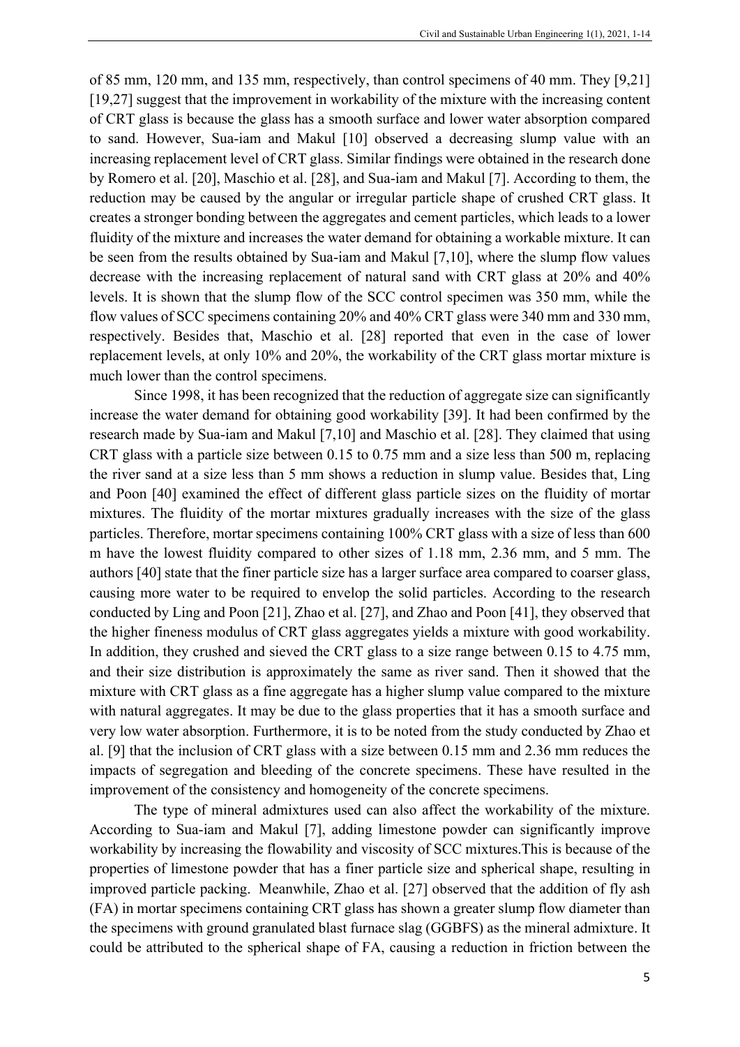of 85 mm, 120 mm, and 135 mm, respectively, than control specimens of 40 mm. They [9,21] [19,27] suggest that the improvement in workability of the mixture with the increasing content of CRT glass is because the glass has a smooth surface and lower water absorption compared to sand. However, Sua-iam and Makul [10] observed a decreasing slump value with an increasing replacement level of CRT glass. Similar findings were obtained in the research done by Romero et al. [20], Maschio et al. [28], and Sua-iam and Makul [7]. According to them, the reduction may be caused by the angular or irregular particle shape of crushed CRT glass. It creates a stronger bonding between the aggregates and cement particles, which leads to a lower fluidity of the mixture and increases the water demand for obtaining a workable mixture. It can be seen from the results obtained by Sua-iam and Makul [7,10], where the slump flow values decrease with the increasing replacement of natural sand with CRT glass at 20% and 40% levels. It is shown that the slump flow of the SCC control specimen was 350 mm, while the flow values of SCC specimens containing 20% and 40% CRT glass were 340 mm and 330 mm, respectively. Besides that, Maschio et al. [28] reported that even in the case of lower replacement levels, at only 10% and 20%, the workability of the CRT glass mortar mixture is much lower than the control specimens.

Since 1998, it has been recognized that the reduction of aggregate size can significantly increase the water demand for obtaining good workability [39]. It had been confirmed by the research made by Sua-iam and Makul [7,10] and Maschio et al. [28]. They claimed that using CRT glass with a particle size between 0.15 to 0.75 mm and a size less than 500 m, replacing the river sand at a size less than 5 mm shows a reduction in slump value. Besides that, Ling and Poon [40] examined the effect of different glass particle sizes on the fluidity of mortar mixtures. The fluidity of the mortar mixtures gradually increases with the size of the glass particles. Therefore, mortar specimens containing 100% CRT glass with a size of less than 600 m have the lowest fluidity compared to other sizes of 1.18 mm, 2.36 mm, and 5 mm. The authors [40] state that the finer particle size has a larger surface area compared to coarser glass, causing more water to be required to envelop the solid particles. According to the research conducted by Ling and Poon [21], Zhao et al. [27], and Zhao and Poon [41], they observed that the higher fineness modulus of CRT glass aggregates yields a mixture with good workability. In addition, they crushed and sieved the CRT glass to a size range between 0.15 to 4.75 mm, and their size distribution is approximately the same as river sand. Then it showed that the mixture with CRT glass as a fine aggregate has a higher slump value compared to the mixture with natural aggregates. It may be due to the glass properties that it has a smooth surface and very low water absorption. Furthermore, it is to be noted from the study conducted by Zhao et al. [9] that the inclusion of CRT glass with a size between 0.15 mm and 2.36 mm reduces the impacts of segregation and bleeding of the concrete specimens. These have resulted in the improvement of the consistency and homogeneity of the concrete specimens.

The type of mineral admixtures used can also affect the workability of the mixture. According to Sua-iam and Makul [7], adding limestone powder can significantly improve workability by increasing the flowability and viscosity of SCC mixtures.This is because of the properties of limestone powder that has a finer particle size and spherical shape, resulting in improved particle packing. Meanwhile, Zhao et al. [27] observed that the addition of fly ash (FA) in mortar specimens containing CRT glass has shown a greater slump flow diameter than the specimens with ground granulated blast furnace slag (GGBFS) as the mineral admixture. It could be attributed to the spherical shape of FA, causing a reduction in friction between the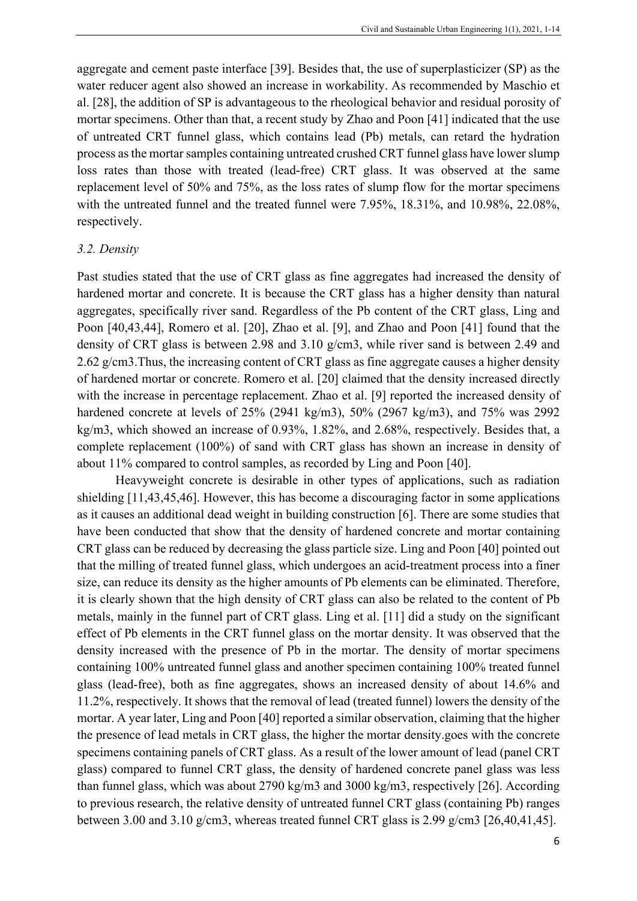aggregate and cement paste interface [39]. Besides that, the use of superplasticizer (SP) as the water reducer agent also showed an increase in workability. As recommended by Maschio et al. [28], the addition of SP is advantageous to the rheological behavior and residual porosity of mortar specimens. Other than that, a recent study by Zhao and Poon [41] indicated that the use of untreated CRT funnel glass, which contains lead (Pb) metals, can retard the hydration process as the mortar samples containing untreated crushed CRT funnel glass have lower slump loss rates than those with treated (lead-free) CRT glass. It was observed at the same replacement level of 50% and 75%, as the loss rates of slump flow for the mortar specimens with the untreated funnel and the treated funnel were 7.95%, 18.31%, and 10.98%, 22.08%, respectively.

### *3.2. Density*

Past studies stated that the use of CRT glass as fine aggregates had increased the density of hardened mortar and concrete. It is because the CRT glass has a higher density than natural aggregates, specifically river sand. Regardless of the Pb content of the CRT glass, Ling and Poon [40,43,44], Romero et al. [20], Zhao et al. [9], and Zhao and Poon [41] found that the density of CRT glass is between 2.98 and 3.10 g/cm3, while river sand is between 2.49 and 2.62 g/cm3.Thus, the increasing content of CRT glass as fine aggregate causes a higher density of hardened mortar or concrete. Romero et al. [20] claimed that the density increased directly with the increase in percentage replacement. Zhao et al. [9] reported the increased density of hardened concrete at levels of 25% (2941 kg/m3), 50% (2967 kg/m3), and 75% was 2992 kg/m3, which showed an increase of 0.93%, 1.82%, and 2.68%, respectively. Besides that, a complete replacement (100%) of sand with CRT glass has shown an increase in density of about 11% compared to control samples, as recorded by Ling and Poon [40].

Heavyweight concrete is desirable in other types of applications, such as radiation shielding [11,43,45,46]. However, this has become a discouraging factor in some applications as it causes an additional dead weight in building construction [6]. There are some studies that have been conducted that show that the density of hardened concrete and mortar containing CRT glass can be reduced by decreasing the glass particle size. Ling and Poon [40] pointed out that the milling of treated funnel glass, which undergoes an acid-treatment process into a finer size, can reduce its density as the higher amounts of Pb elements can be eliminated. Therefore, it is clearly shown that the high density of CRT glass can also be related to the content of Pb metals, mainly in the funnel part of CRT glass. Ling et al. [11] did a study on the significant effect of Pb elements in the CRT funnel glass on the mortar density. It was observed that the density increased with the presence of Pb in the mortar. The density of mortar specimens containing 100% untreated funnel glass and another specimen containing 100% treated funnel glass (lead-free), both as fine aggregates, shows an increased density of about 14.6% and 11.2%, respectively. It shows that the removal of lead (treated funnel) lowers the density of the mortar. A year later, Ling and Poon [40] reported a similar observation, claiming that the higher the presence of lead metals in CRT glass, the higher the mortar density.goes with the concrete specimens containing panels of CRT glass. As a result of the lower amount of lead (panel CRT glass) compared to funnel CRT glass, the density of hardened concrete panel glass was less than funnel glass, which was about 2790 kg/m3 and 3000 kg/m3, respectively [26]. According to previous research, the relative density of untreated funnel CRT glass (containing Pb) ranges between 3.00 and 3.10 g/cm3, whereas treated funnel CRT glass is 2.99 g/cm3 [26,40,41,45].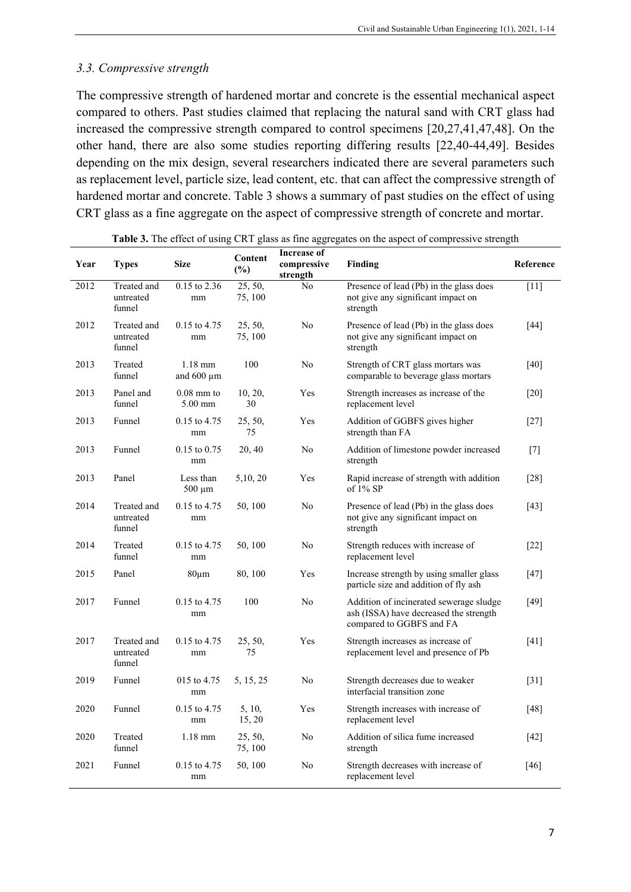### *3.3. Compressive strength*

The compressive strength of hardened mortar and concrete is the essential mechanical aspect compared to others. Past studies claimed that replacing the natural sand with CRT glass had increased the compressive strength compared to control specimens [20,27,41,47,48]. On the other hand, there are also some studies reporting differing results [22,40-44,49]. Besides depending on the mix design, several researchers indicated there are several parameters such as replacement level, particle size, lead content, etc. that can affect the compressive strength of hardened mortar and concrete. Table 3 shows a summary of past studies on the effect of using CRT glass as a fine aggregate on the aspect of compressive strength of concrete and mortar.

**Table 3.** The effect of using CRT glass as fine aggregates on the aspect of compressive strength

| Year | Types | Size | Content (%) | Increase of compressive strength | Finding | Reference |
|---|---|---|---|---|---|---|
| 2012 | Treated and untreated funnel | 0.15 to 2.36 mm | 25, 50, 75, 100 | No | Presence of lead (Pb) in the glass does not give any significant impact on strength | [11] |
| 2012 | Treated and untreated funnel | 0.15 to 4.75 mm | 25, 50, 75, 100 | No | Presence of lead (Pb) in the glass does not give any significant impact on strength | [44] |
| 2013 | Treated funnel | 1.18 mm and 600 µm | 100 | No | Strength of CRT glass mortars was comparable to beverage glass mortars | [40] |
| 2013 | Panel and funnel | 0.08 mm to 5.00 mm | 10, 20, 30 | Yes | Strength increases as increase of the replacement level | [20] |
| 2013 | Funnel | 0.15 to 4.75 mm | 25, 50, 75 | Yes | Addition of GGBFS gives higher strength than FA | [27] |
| 2013 | Funnel | 0.15 to 0.75 mm | 20, 40 | No | Addition of limestone powder increased strength | [7] |
| 2013 | Panel | Less than 500 µm | 5,10, 20 | Yes | Rapid increase of strength with addition of 1% SP | [28] |
| 2014 | Treated and untreated funnel | 0.15 to 4.75 mm | 50, 100 | No | Presence of lead (Pb) in the glass does not give any significant impact on strength | [43] |
| 2014 | Treated funnel | 0.15 to 4.75 mm | 50, 100 | No | Strength reduces with increase of replacement level | [22] |
| 2015 | Panel | 80µm | 80, 100 | Yes | Increase strength by using smaller glass particle size and addition of fly ash | [47] |
| 2017 | Funnel | 0.15 to 4.75 mm | 100 | No | Addition of incinerated sewerage sludge ash (ISSA) have decreased the strength compared to GGBFS and FA | [49] |
| 2017 | Treated and untreated funnel | 0.15 to 4.75 mm | 25, 50, 75 | Yes | Strength increases as increase of replacement level and presence of Pb | [41] |
| 2019 | Funnel | 015 to 4.75 mm | 5, 15, 25 | No | Strength decreases due to weaker interfacial transition zone | [31] |
| 2020 | Funnel | 0.15 to 4.75 mm | 5, 10, 15, 20 | Yes | Strength increases with increase of replacement level | [48] |
| 2020 | Treated funnel | 1.18 mm | 25, 50, 75, 100 | No | Addition of silica fume increased strength | [42] |
| 2021 | Funnel | 0.15 to 4.75 mm | 50, 100 | No | Strength decreases with increase of replacement level | [46] |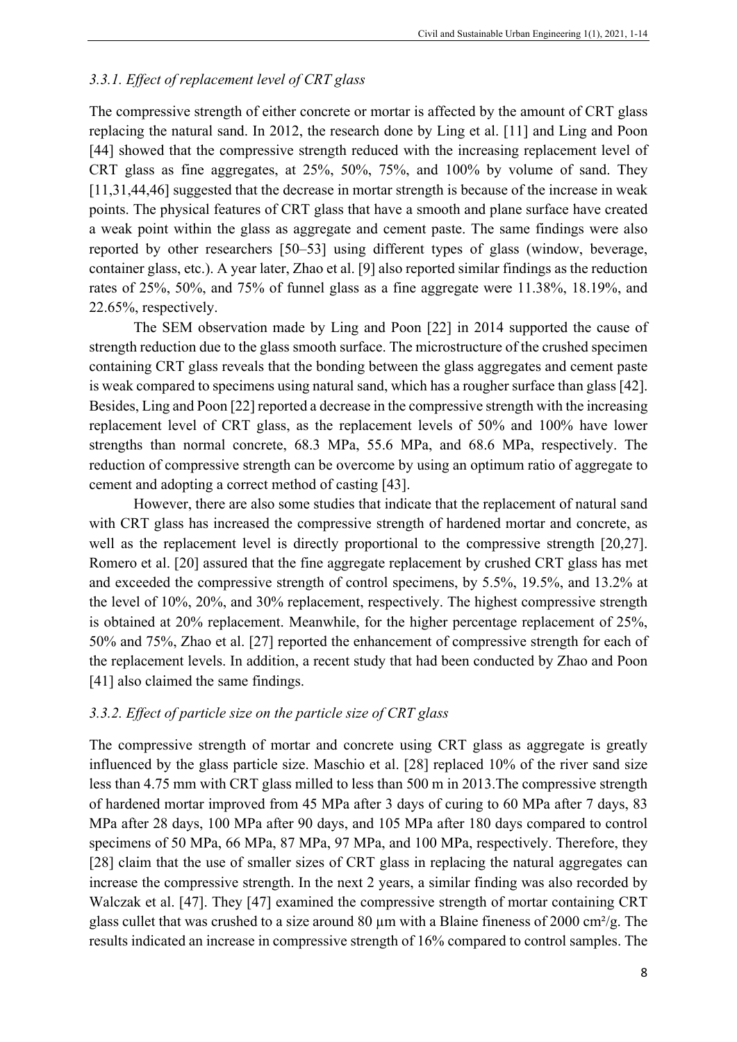### *3.3.1. Effect of replacement level of CRT glass*

The compressive strength of either concrete or mortar is affected by the amount of CRT glass replacing the natural sand. In 2012, the research done by Ling et al. [11] and Ling and Poon [44] showed that the compressive strength reduced with the increasing replacement level of CRT glass as fine aggregates, at 25%, 50%, 75%, and 100% by volume of sand. They [11,31,44,46] suggested that the decrease in mortar strength is because of the increase in weak points. The physical features of CRT glass that have a smooth and plane surface have created a weak point within the glass as aggregate and cement paste. The same findings were also reported by other researchers [50–53] using different types of glass (window, beverage, container glass, etc.). A year later, Zhao et al. [9] also reported similar findings as the reduction rates of 25%, 50%, and 75% of funnel glass as a fine aggregate were 11.38%, 18.19%, and 22.65%, respectively.

The SEM observation made by Ling and Poon [22] in 2014 supported the cause of strength reduction due to the glass smooth surface. The microstructure of the crushed specimen containing CRT glass reveals that the bonding between the glass aggregates and cement paste is weak compared to specimens using natural sand, which has a rougher surface than glass [42]. Besides, Ling and Poon [22] reported a decrease in the compressive strength with the increasing replacement level of CRT glass, as the replacement levels of 50% and 100% have lower strengths than normal concrete, 68.3 MPa, 55.6 MPa, and 68.6 MPa, respectively. The reduction of compressive strength can be overcome by using an optimum ratio of aggregate to cement and adopting a correct method of casting [43].

However, there are also some studies that indicate that the replacement of natural sand with CRT glass has increased the compressive strength of hardened mortar and concrete, as well as the replacement level is directly proportional to the compressive strength [20,27]. Romero et al. [20] assured that the fine aggregate replacement by crushed CRT glass has met and exceeded the compressive strength of control specimens, by 5.5%, 19.5%, and 13.2% at the level of 10%, 20%, and 30% replacement, respectively. The highest compressive strength is obtained at 20% replacement. Meanwhile, for the higher percentage replacement of 25%, 50% and 75%, Zhao et al. [27] reported the enhancement of compressive strength for each of the replacement levels. In addition, a recent study that had been conducted by Zhao and Poon [41] also claimed the same findings.

### *3.3.2. Effect of particle size on the particle size of CRT glass*

The compressive strength of mortar and concrete using CRT glass as aggregate is greatly influenced by the glass particle size. Maschio et al. [28] replaced 10% of the river sand size less than 4.75 mm with CRT glass milled to less than 500 m in 2013.The compressive strength of hardened mortar improved from 45 MPa after 3 days of curing to 60 MPa after 7 days, 83 MPa after 28 days, 100 MPa after 90 days, and 105 MPa after 180 days compared to control specimens of 50 MPa, 66 MPa, 87 MPa, 97 MPa, and 100 MPa, respectively. Therefore, they [28] claim that the use of smaller sizes of CRT glass in replacing the natural aggregates can increase the compressive strength. In the next 2 years, a similar finding was also recorded by Walczak et al. [47]. They [47] examined the compressive strength of mortar containing CRT glass cullet that was crushed to a size around 80 µm with a Blaine fineness of 2000 $cm^2/g$. The results indicated an increase in compressive strength of 16% compared to control samples. The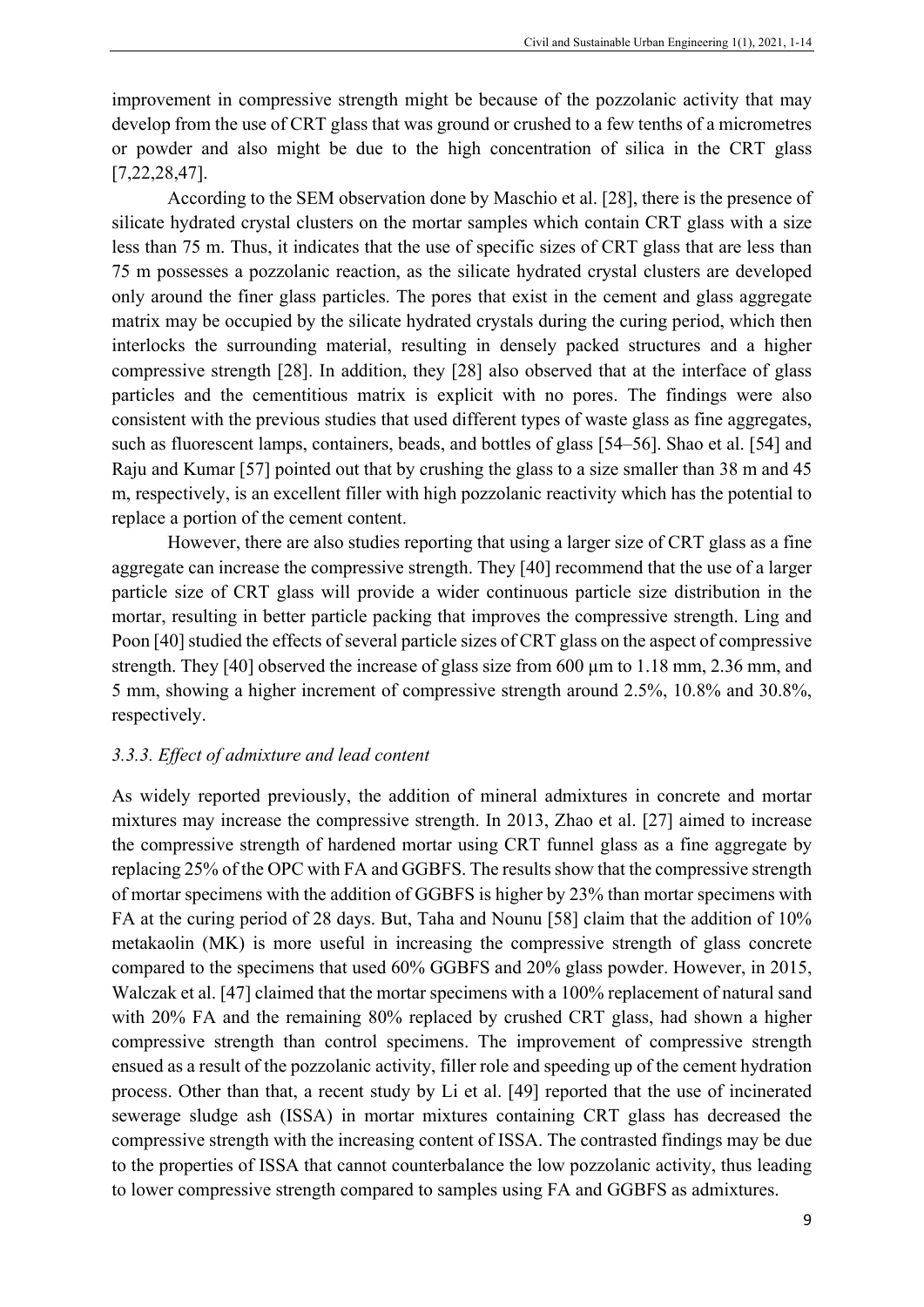improvement in compressive strength might be because of the pozzolanic activity that may develop from the use of CRT glass that was ground or crushed to a few tenths of a micrometres or powder and also might be due to the high concentration of silica in the CRT glass [7,22,28,47].

According to the SEM observation done by Maschio et al. [28], there is the presence of silicate hydrated crystal clusters on the mortar samples which contain CRT glass with a size less than 75 m. Thus, it indicates that the use of specific sizes of CRT glass that are less than 75 m possesses a pozzolanic reaction, as the silicate hydrated crystal clusters are developed only around the finer glass particles. The pores that exist in the cement and glass aggregate matrix may be occupied by the silicate hydrated crystals during the curing period, which then interlocks the surrounding material, resulting in densely packed structures and a higher compressive strength [28]. In addition, they [28] also observed that at the interface of glass particles and the cementitious matrix is explicit with no pores. The findings were also consistent with the previous studies that used different types of waste glass as fine aggregates, such as fluorescent lamps, containers, beads, and bottles of glass [54–56]. Shao et al. [54] and Raju and Kumar [57] pointed out that by crushing the glass to a size smaller than 38 m and 45 m, respectively, is an excellent filler with high pozzolanic reactivity which has the potential to replace a portion of the cement content.

However, there are also studies reporting that using a larger size of CRT glass as a fine aggregate can increase the compressive strength. They [40] recommend that the use of a larger particle size of CRT glass will provide a wider continuous particle size distribution in the mortar, resulting in better particle packing that improves the compressive strength. Ling and Poon [40] studied the effects of several particle sizes of CRT glass on the aspect of compressive strength. They [40] observed the increase of glass size from 600 μm to 1.18 mm, 2.36 mm, and 5 mm, showing a higher increment of compressive strength around 2.5%, 10.8% and 30.8%, respectively.

### *3.3.3. Effect of admixture and lead content*

As widely reported previously, the addition of mineral admixtures in concrete and mortar mixtures may increase the compressive strength. In 2013, Zhao et al. [27] aimed to increase the compressive strength of hardened mortar using CRT funnel glass as a fine aggregate by replacing 25% of the OPC with FA and GGBFS. The results show that the compressive strength of mortar specimens with the addition of GGBFS is higher by 23% than mortar specimens with FA at the curing period of 28 days. But, Taha and Nounu [58] claim that the addition of 10% metakaolin (MK) is more useful in increasing the compressive strength of glass concrete compared to the specimens that used 60% GGBFS and 20% glass powder. However, in 2015, Walczak et al. [47] claimed that the mortar specimens with a 100% replacement of natural sand with 20% FA and the remaining 80% replaced by crushed CRT glass, had shown a higher compressive strength than control specimens. The improvement of compressive strength ensued as a result of the pozzolanic activity, filler role and speeding up of the cement hydration process. Other than that, a recent study by Li et al. [49] reported that the use of incinerated sewerage sludge ash (ISSA) in mortar mixtures containing CRT glass has decreased the compressive strength with the increasing content of ISSA. The contrasted findings may be due to the properties of ISSA that cannot counterbalance the low pozzolanic activity, thus leading to lower compressive strength compared to samples using FA and GGBFS as admixtures.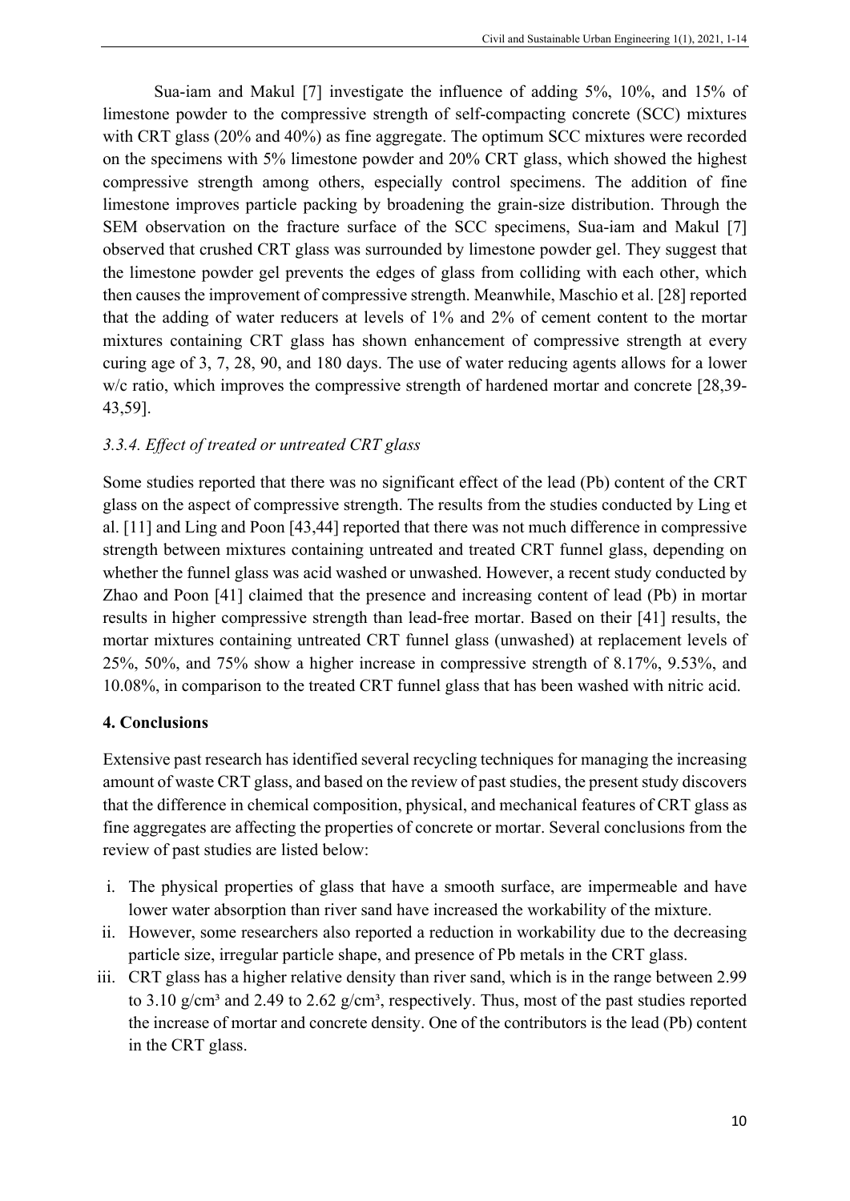Sua-iam and Makul [7] investigate the influence of adding 5%, 10%, and 15% of limestone powder to the compressive strength of self-compacting concrete (SCC) mixtures with CRT glass (20% and 40%) as fine aggregate. The optimum SCC mixtures were recorded on the specimens with 5% limestone powder and 20% CRT glass, which showed the highest compressive strength among others, especially control specimens. The addition of fine limestone improves particle packing by broadening the grain-size distribution. Through the SEM observation on the fracture surface of the SCC specimens, Sua-iam and Makul [7] observed that crushed CRT glass was surrounded by limestone powder gel. They suggest that the limestone powder gel prevents the edges of glass from colliding with each other, which then causes the improvement of compressive strength. Meanwhile, Maschio et al. [28] reported that the adding of water reducers at levels of 1% and 2% of cement content to the mortar mixtures containing CRT glass has shown enhancement of compressive strength at every curing age of 3, 7, 28, 90, and 180 days. The use of water reducing agents allows for a lower w/c ratio, which improves the compressive strength of hardened mortar and concrete [28,39-43,59].

### *3.3.4. Effect of treated or untreated CRT glass*

Some studies reported that there was no significant effect of the lead (Pb) content of the CRT glass on the aspect of compressive strength. The results from the studies conducted by Ling et al. [11] and Ling and Poon [43,44] reported that there was not much difference in compressive strength between mixtures containing untreated and treated CRT funnel glass, depending on whether the funnel glass was acid washed or unwashed. However, a recent study conducted by Zhao and Poon [41] claimed that the presence and increasing content of lead (Pb) in mortar results in higher compressive strength than lead-free mortar. Based on their [41] results, the mortar mixtures containing untreated CRT funnel glass (unwashed) at replacement levels of 25%, 50%, and 75% show a higher increase in compressive strength of 8.17%, 9.53%, and 10.08%, in comparison to the treated CRT funnel glass that has been washed with nitric acid.

## 4. Conclusions

Extensive past research has identified several recycling techniques for managing the increasing amount of waste CRT glass, and based on the review of past studies, the present study discovers that the difference in chemical composition, physical, and mechanical features of CRT glass as fine aggregates are affecting the properties of concrete or mortar. Several conclusions from the review of past studies are listed below:

i. The physical properties of glass that have a smooth surface, are impermeable and have lower water absorption than river sand have increased the workability of the mixture.
ii. However, some researchers also reported a reduction in workability due to the decreasing particle size, irregular particle shape, and presence of Pb metals in the CRT glass.
iii. CRT glass has a higher relative density than river sand, which is in the range between 2.99 to 3.10 g/cm³ and 2.49 to 2.62 g/cm³, respectively. Thus, most of the past studies reported the increase of mortar and concrete density. One of the contributors is the lead (Pb) content in the CRT glass.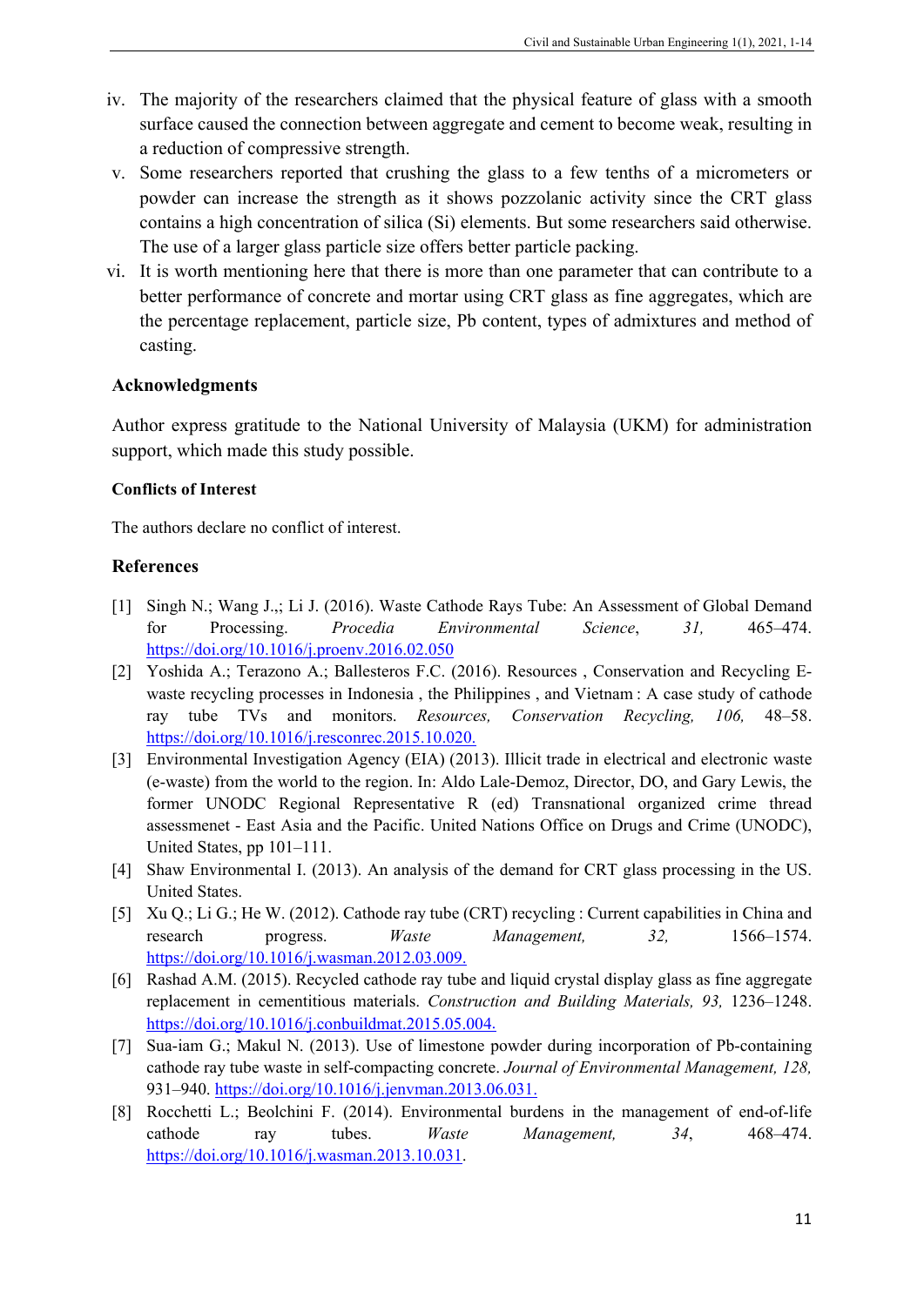iv. The majority of the researchers claimed that the physical feature of glass with a smooth surface caused the connection between aggregate and cement to become weak, resulting in a reduction of compressive strength.
v. Some researchers reported that crushing the glass to a few tenths of a micrometers or powder can increase the strength as it shows pozzolanic activity since the CRT glass contains a high concentration of silica (Si) elements. But some researchers said otherwise. The use of a larger glass particle size offers better particle packing.
vi. It is worth mentioning here that there is more than one parameter that can contribute to a better performance of concrete and mortar using CRT glass as fine aggregates, which are the percentage replacement, particle size, Pb content, types of admixtures and method of casting.

## Acknowledgments

Author express gratitude to the National University of Malaysia (UKM) for administration support, which made this study possible.

### Conflicts of Interest

The authors declare no conflict of interest.

## References

[1] Singh N.; Wang J.,; Li J. (2016). Waste Cathode Rays Tube: An Assessment of Global Demand for Processing. *Procedia Environmental Science*, *31,* 465–474. https://doi.org/10.1016/j.proenv.2016.02.050

[2] Yoshida A.; Terazono A.; Ballesteros F.C. (2016). Resources , Conservation and Recycling E-waste recycling processes in Indonesia , the Philippines , and Vietnam : A case study of cathode ray tube TVs and monitors. *Resources, Conservation Recycling, 106,* 48–58. https://doi.org/10.1016/j.resconrec.2015.10.020.

[3] Environmental Investigation Agency (EIA) (2013). Illicit trade in electrical and electronic waste (e-waste) from the world to the region. In: Aldo Lale-Demoz, Director, DO, and Gary Lewis, the former UNODC Regional Representative R (ed) Transnational organized crime thread assessmenet - East Asia and the Pacific. United Nations Office on Drugs and Crime (UNODC), United States, pp 101–111.

[4] Shaw Environmental I. (2013). An analysis of the demand for CRT glass processing in the US. United States.

[5] Xu Q.; Li G.; He W. (2012). Cathode ray tube (CRT) recycling : Current capabilities in China and research progress. *Waste Management, 32,* 1566–1574. https://doi.org/10.1016/j.wasman.2012.03.009.

[6] Rashad A.M. (2015). Recycled cathode ray tube and liquid crystal display glass as fine aggregate replacement in cementitious materials. *Construction and Building Materials, 93,* 1236–1248. https://doi.org/10.1016/j.conbuildmat.2015.05.004.

[7] Sua-iam G.; Makul N. (2013). Use of limestone powder during incorporation of Pb-containing cathode ray tube waste in self-compacting concrete. *Journal of Environmental Management, 128,* 931–940. https://doi.org/10.1016/j.jenvman.2013.06.031.

[8] Rocchetti L.; Beolchini F. (2014). Environmental burdens in the management of end-of-life cathode ray tubes. *Waste Management, 34*, 468–474. https://doi.org/10.1016/j.wasman.2013.10.031.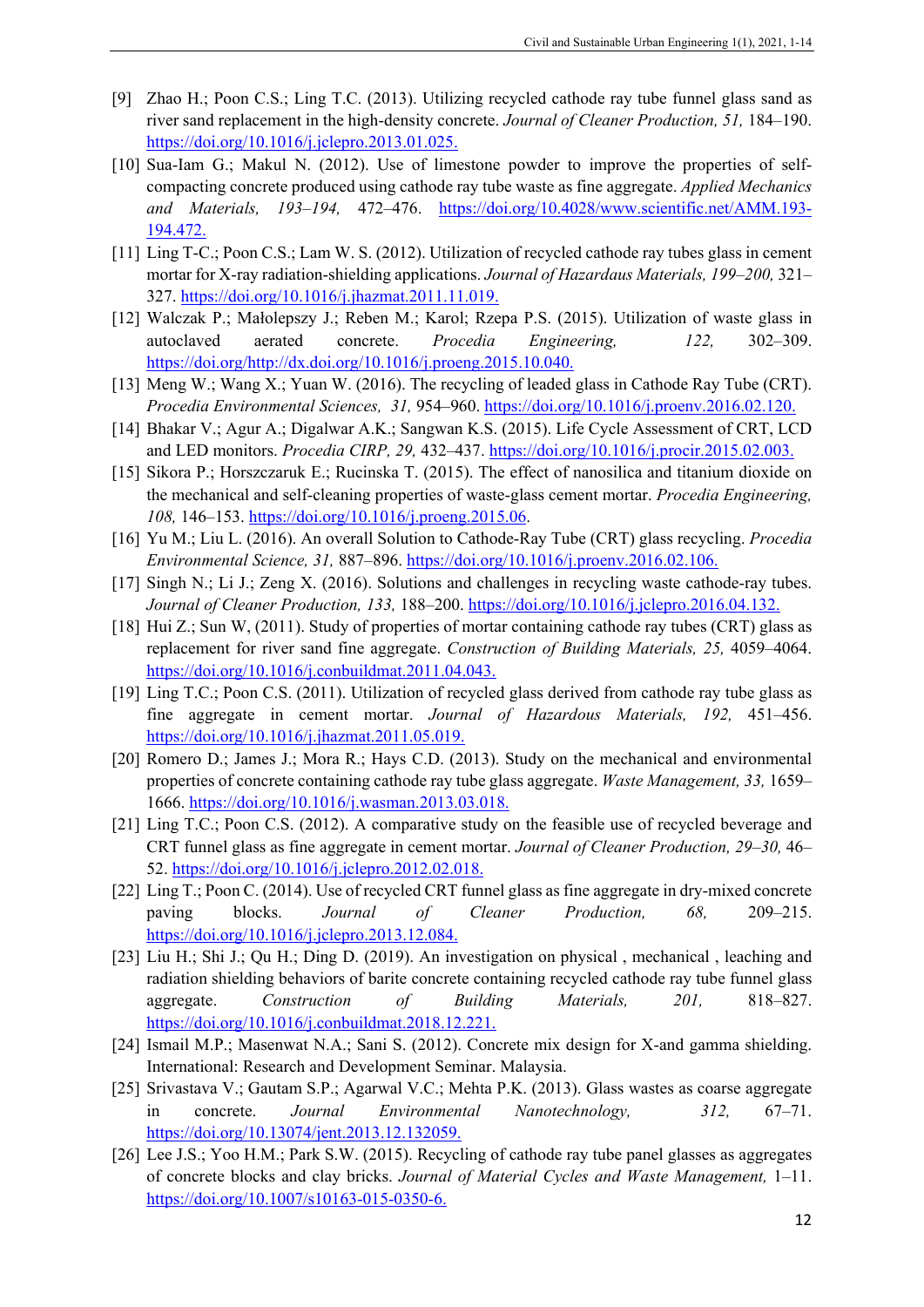[9] Zhao H.; Poon C.S.; Ling T.C. (2013). Utilizing recycled cathode ray tube funnel glass sand as river sand replacement in the high-density concrete. *Journal of Cleaner Production, 51,* 184–190. https://doi.org/10.1016/j.jclepro.2013.01.025.

[10] Sua-Iam G.; Makul N. (2012). Use of limestone powder to improve the properties of self-compacting concrete produced using cathode ray tube waste as fine aggregate. *Applied Mechanics and Materials, 193–194,* 472–476. https://doi.org/10.4028/www.scientific.net/AMM.193-194.472.

[11] Ling T-C.; Poon C.S.; Lam W. S. (2012). Utilization of recycled cathode ray tubes glass in cement mortar for X-ray radiation-shielding applications. *Journal of Hazardaus Materials, 199–200,* 321–327. https://doi.org/10.1016/j.jhazmat.2011.11.019.

[12] Walczak P.; Małolepszy J.; Reben M.; Karol; Rzepa P.S. (2015). Utilization of waste glass in autoclaved aerated concrete. *Procedia Engineering, 122,* 302–309. https://doi.org/http://dx.doi.org/10.1016/j.proeng.2015.10.040.

[13] Meng W.; Wang X.; Yuan W. (2016). The recycling of leaded glass in Cathode Ray Tube (CRT). *Procedia Environmental Sciences, 31,* 954–960. https://doi.org/10.1016/j.proenv.2016.02.120.

[14] Bhakar V.; Agur A.; Digalwar A.K.; Sangwan K.S. (2015). Life Cycle Assessment of CRT, LCD and LED monitors. *Procedia CIRP, 29,* 432–437. https://doi.org/10.1016/j.procir.2015.02.003.

[15] Sikora P.; Horszczaruk E.; Rucinska T. (2015). The effect of nanosilica and titanium dioxide on the mechanical and self-cleaning properties of waste-glass cement mortar. *Procedia Engineering, 108,* 146–153. https://doi.org/10.1016/j.proeng.2015.06.

[16] Yu M.; Liu L. (2016). An overall Solution to Cathode-Ray Tube (CRT) glass recycling. *Procedia Environmental Science, 31,* 887–896. https://doi.org/10.1016/j.proenv.2016.02.106.

[17] Singh N.; Li J.; Zeng X. (2016). Solutions and challenges in recycling waste cathode-ray tubes. *Journal of Cleaner Production, 133,* 188–200. https://doi.org/10.1016/j.jclepro.2016.04.132.

[18] Hui Z.; Sun W, (2011). Study of properties of mortar containing cathode ray tubes (CRT) glass as replacement for river sand fine aggregate. *Construction of Building Materials, 25,* 4059–4064. https://doi.org/10.1016/j.conbuildmat.2011.04.043.

[19] Ling T.C.; Poon C.S. (2011). Utilization of recycled glass derived from cathode ray tube glass as fine aggregate in cement mortar. *Journal of Hazardous Materials, 192,* 451–456. https://doi.org/10.1016/j.jhazmat.2011.05.019.

[20] Romero D.; James J.; Mora R.; Hays C.D. (2013). Study on the mechanical and environmental properties of concrete containing cathode ray tube glass aggregate. *Waste Management, 33,* 1659–1666. https://doi.org/10.1016/j.wasman.2013.03.018.

[21] Ling T.C.; Poon C.S. (2012). A comparative study on the feasible use of recycled beverage and CRT funnel glass as fine aggregate in cement mortar. *Journal of Cleaner Production, 29–30,* 46–52. https://doi.org/10.1016/j.jclepro.2012.02.018.

[22] Ling T.; Poon C. (2014). Use of recycled CRT funnel glass as fine aggregate in dry-mixed concrete paving blocks. *Journal of Cleaner Production, 68,* 209–215. https://doi.org/10.1016/j.jclepro.2013.12.084.

[23] Liu H.; Shi J.; Qu H.; Ding D. (2019). An investigation on physical , mechanical , leaching and radiation shielding behaviors of barite concrete containing recycled cathode ray tube funnel glass aggregate. *Construction of Building Materials, 201,* 818–827. https://doi.org/10.1016/j.conbuildmat.2018.12.221.

[24] Ismail M.P.; Masenwat N.A.; Sani S. (2012). Concrete mix design for X-and gamma shielding. International: Research and Development Seminar. Malaysia.

[25] Srivastava V.; Gautam S.P.; Agarwal V.C.; Mehta P.K. (2013). Glass wastes as coarse aggregate in concrete. *Journal Environmental Nanotechnology, 312,* 67–71. https://doi.org/10.13074/jent.2013.12.132059.

[26] Lee J.S.; Yoo H.M.; Park S.W. (2015). Recycling of cathode ray tube panel glasses as aggregates of concrete blocks and clay bricks. *Journal of Material Cycles and Waste Management,* 1–11. https://doi.org/10.1007/s10163-015-0350-6.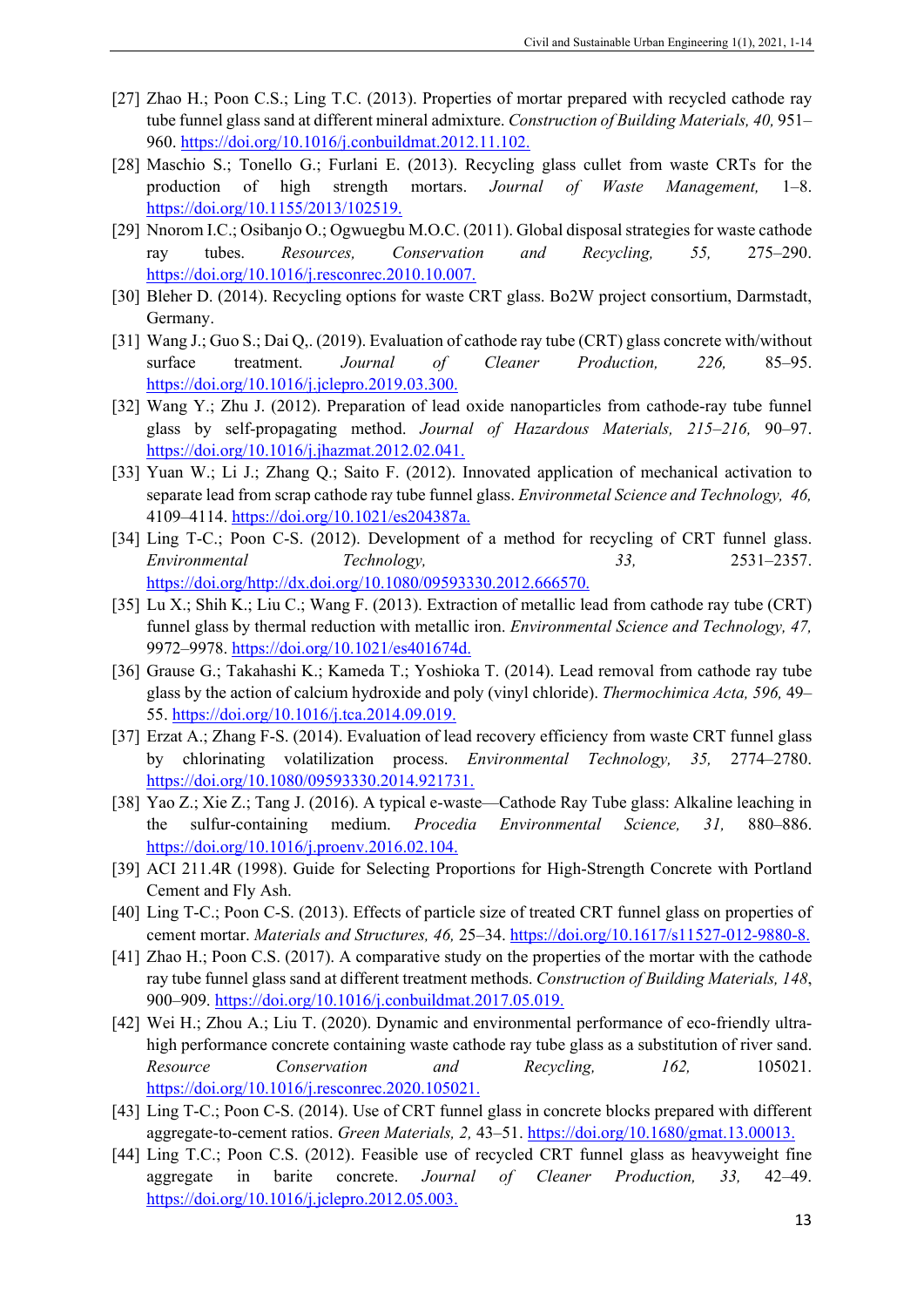[27] Zhao H.; Poon C.S.; Ling T.C. (2013). Properties of mortar prepared with recycled cathode ray tube funnel glass sand at different mineral admixture. *Construction of Building Materials, 40,* 951–960. https://doi.org/10.1016/j.conbuildmat.2012.11.102.

[28] Maschio S.; Tonello G.; Furlani E. (2013). Recycling glass cullet from waste CRTs for the production of high strength mortars. *Journal of Waste Management,* 1–8. https://doi.org/10.1155/2013/102519.

[29] Nnorom I.C.; Osibanjo O.; Ogwuegbu M.O.C. (2011). Global disposal strategies for waste cathode ray tubes. *Resources, Conservation and Recycling, 55,* 275–290. https://doi.org/10.1016/j.resconrec.2010.10.007.

[30] Bleher D. (2014). Recycling options for waste CRT glass. Bo2W project consortium, Darmstadt, Germany.

[31] Wang J.; Guo S.; Dai Q,. (2019). Evaluation of cathode ray tube (CRT) glass concrete with/without surface treatment. *Journal of Cleaner Production, 226,* 85–95. https://doi.org/10.1016/j.jclepro.2019.03.300.

[32] Wang Y.; Zhu J. (2012). Preparation of lead oxide nanoparticles from cathode-ray tube funnel glass by self-propagating method. *Journal of Hazardous Materials, 215–216,* 90–97. https://doi.org/10.1016/j.jhazmat.2012.02.041.

[33] Yuan W.; Li J.; Zhang Q.; Saito F. (2012). Innovated application of mechanical activation to separate lead from scrap cathode ray tube funnel glass. *Environmetal Science and Technology, 46,* 4109–4114. https://doi.org/10.1021/es204387a.

[34] Ling T-C.; Poon C-S. (2012). Development of a method for recycling of CRT funnel glass. *Environmental Technology, 33,* 2531–2357. https://doi.org/http://dx.doi.org/10.1080/09593330.2012.666570.

[35] Lu X.; Shih K.; Liu C.; Wang F. (2013). Extraction of metallic lead from cathode ray tube (CRT) funnel glass by thermal reduction with metallic iron. *Environmental Science and Technology, 47,* 9972–9978. https://doi.org/10.1021/es401674d.

[36] Grause G.; Takahashi K.; Kameda T.; Yoshioka T. (2014). Lead removal from cathode ray tube glass by the action of calcium hydroxide and poly (vinyl chloride). *Thermochimica Acta, 596,* 49–55. https://doi.org/10.1016/j.tca.2014.09.019.

[37] Erzat A.; Zhang F-S. (2014). Evaluation of lead recovery efficiency from waste CRT funnel glass by chlorinating volatilization process. *Environmental Technology, 35,* 2774–2780. https://doi.org/10.1080/09593330.2014.921731.

[38] Yao Z.; Xie Z.; Tang J. (2016). A typical e-waste—Cathode Ray Tube glass: Alkaline leaching in the sulfur-containing medium. *Procedia Environmental Science, 31,* 880–886. https://doi.org/10.1016/j.proenv.2016.02.104.

[39] ACI 211.4R (1998). Guide for Selecting Proportions for High-Strength Concrete with Portland Cement and Fly Ash.

[40] Ling T-C.; Poon C-S. (2013). Effects of particle size of treated CRT funnel glass on properties of cement mortar. *Materials and Structures, 46,* 25–34. https://doi.org/10.1617/s11527-012-9880-8.

[41] Zhao H.; Poon C.S. (2017). A comparative study on the properties of the mortar with the cathode ray tube funnel glass sand at different treatment methods. *Construction of Building Materials, 148*, 900–909. https://doi.org/10.1016/j.conbuildmat.2017.05.019.

[42] Wei H.; Zhou A.; Liu T. (2020). Dynamic and environmental performance of eco-friendly ultra-high performance concrete containing waste cathode ray tube glass as a substitution of river sand. *Resource Conservation and Recycling, 162,* 105021. https://doi.org/10.1016/j.resconrec.2020.105021.

[43] Ling T-C.; Poon C-S. (2014). Use of CRT funnel glass in concrete blocks prepared with different aggregate-to-cement ratios. *Green Materials, 2,* 43–51. https://doi.org/10.1680/gmat.13.00013.

[44] Ling T.C.; Poon C.S. (2012). Feasible use of recycled CRT funnel glass as heavyweight fine aggregate in barite concrete. *Journal of Cleaner Production, 33,* 42–49. https://doi.org/10.1016/j.jclepro.2012.05.003.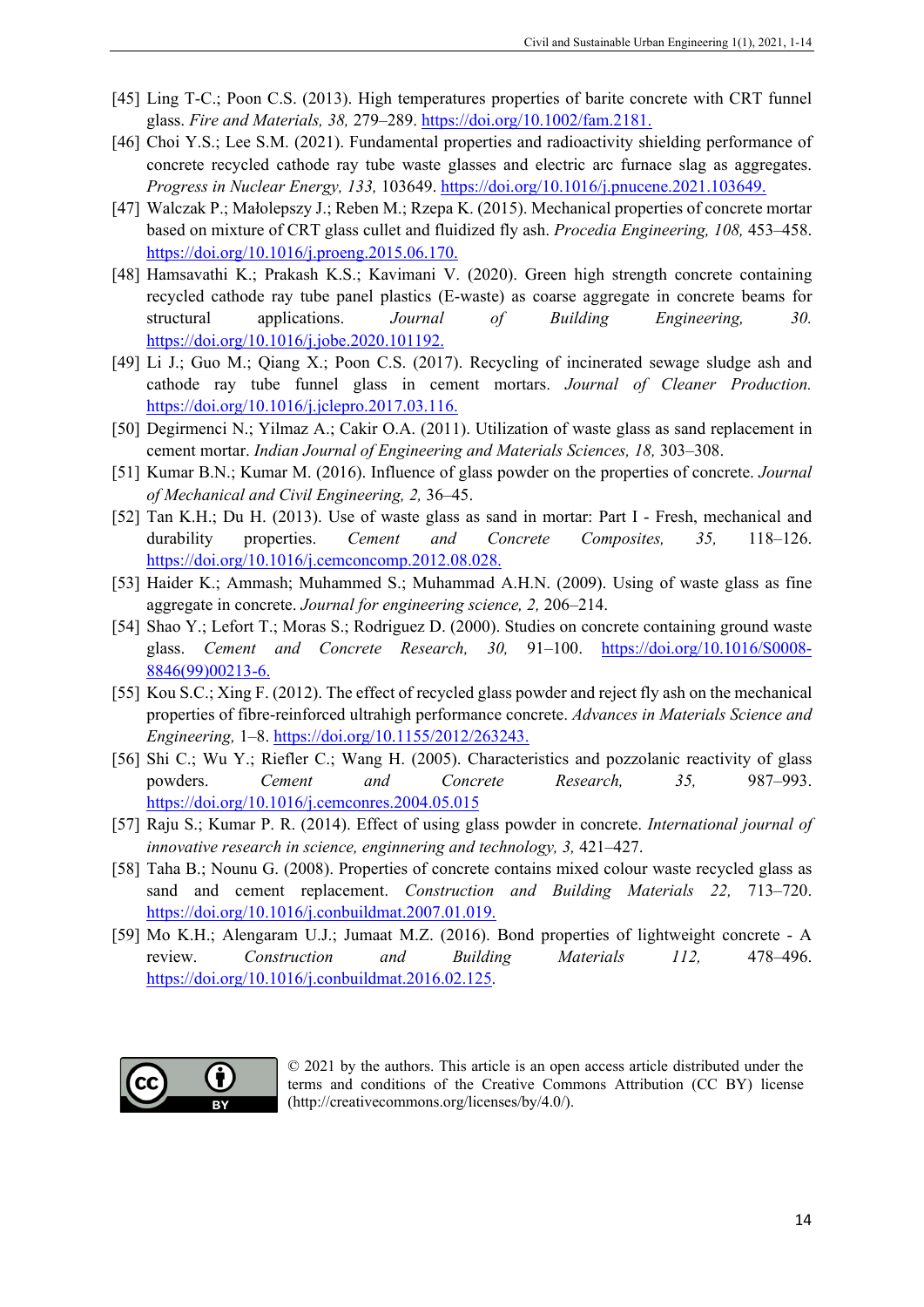[45] Ling T-C.; Poon C.S. (2013). High temperatures properties of barite concrete with CRT funnel glass. *Fire and Materials, 38,* 279–289. https://doi.org/10.1002/fam.2181.

[46] Choi Y.S.; Lee S.M. (2021). Fundamental properties and radioactivity shielding performance of concrete recycled cathode ray tube waste glasses and electric arc furnace slag as aggregates. *Progress in Nuclear Energy, 133,* 103649. https://doi.org/10.1016/j.pnucene.2021.103649.

[47] Walczak P.; Małolepszy J.; Reben M.; Rzepa K. (2015). Mechanical properties of concrete mortar based on mixture of CRT glass cullet and fluidized fly ash. *Procedia Engineering, 108,* 453–458. https://doi.org/10.1016/j.proeng.2015.06.170.

[48] Hamsavathi K.; Prakash K.S.; Kavimani V. (2020). Green high strength concrete containing recycled cathode ray tube panel plastics (E-waste) as coarse aggregate in concrete beams for structural applications. *Journal of Building Engineering, 30.* https://doi.org/10.1016/j.jobe.2020.101192.

[49] Li J.; Guo M.; Qiang X.; Poon C.S. (2017). Recycling of incinerated sewage sludge ash and cathode ray tube funnel glass in cement mortars. *Journal of Cleaner Production.* https://doi.org/10.1016/j.jclepro.2017.03.116.

[50] Degirmenci N.; Yilmaz A.; Cakir O.A. (2011). Utilization of waste glass as sand replacement in cement mortar. *Indian Journal of Engineering and Materials Sciences, 18,* 303–308.

[51] Kumar B.N.; Kumar M. (2016). Influence of glass powder on the properties of concrete. *Journal of Mechanical and Civil Engineering, 2,* 36–45.

[52] Tan K.H.; Du H. (2013). Use of waste glass as sand in mortar: Part I - Fresh, mechanical and durability properties. *Cement and Concrete Composites, 35,* 118–126. https://doi.org/10.1016/j.cemconcomp.2012.08.028.

[53] Haider K.; Ammash; Muhammed S.; Muhammad A.H.N. (2009). Using of waste glass as fine aggregate in concrete. *Journal for engineering science, 2,* 206–214.

[54] Shao Y.; Lefort T.; Moras S.; Rodriguez D. (2000). Studies on concrete containing ground waste glass. *Cement and Concrete Research, 30,* 91–100. https://doi.org/10.1016/S0008-8846(99)00213-6.

[55] Kou S.C.; Xing F. (2012). The effect of recycled glass powder and reject fly ash on the mechanical properties of fibre-reinforced ultrahigh performance concrete. *Advances in Materials Science and Engineering,* 1–8. https://doi.org/10.1155/2012/263243.

[56] Shi C.; Wu Y.; Riefler C.; Wang H. (2005). Characteristics and pozzolanic reactivity of glass powders. *Cement and Concrete Research, 35,* 987–993. https://doi.org/10.1016/j.cemconres.2004.05.015

[57] Raju S.; Kumar P. R. (2014). Effect of using glass powder in concrete. *International journal of innovative research in science, enginnering and technology, 3,* 421–427.

[58] Taha B.; Nounu G. (2008). Properties of concrete contains mixed colour waste recycled glass as sand and cement replacement. *Construction and Building Materials 22,* 713–720. https://doi.org/10.1016/j.conbuildmat.2007.01.019.

[59] Mo K.H.; Alengaram U.J.; Jumaat M.Z. (2016). Bond properties of lightweight concrete - A review. *Construction and Building Materials 112,* 478–496. https://doi.org/10.1016/j.conbuildmat.2016.02.125.

© 2021 by the authors. This article is an open access article distributed under the terms and conditions of the Creative Commons Attribution (CC BY) license (http://creativecommons.org/licenses/by/4.0/).